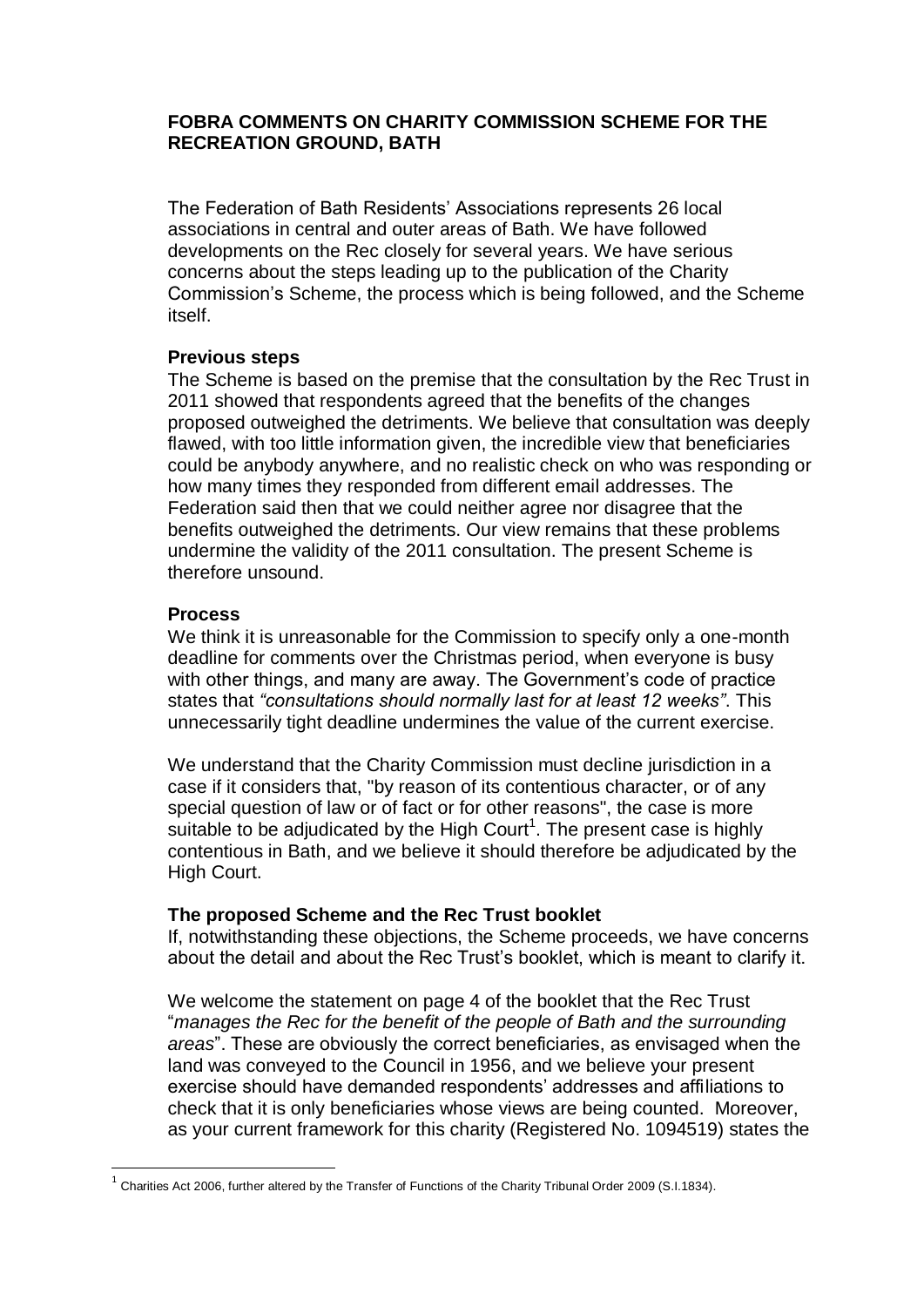# FOBRA COMMENTS ON CHARITY COMMISSION SCHEME FOR THE RECREATION GROUND, BATH

The Federation of Bath Residents' Associations represents 26 local associations in central and outer areas of Bath. We have followed developments on the Rec closely for several years. We have serious concerns about the steps leading up to the publication of the Charity Commission's Scheme, the process which is being followed, and the Scheme itself.

### Previous steps

The Scheme is based on the premise that the consultation by the Rec Trust in 2011 showed that respondents agreed that the benefits of the changes proposed outweighed the detriments. We believe that consultation was deeply flawed, with too little information given, the incredible view that beneficiaries could be anybody anywhere, and no realistic check on who was responding or how many times they responded from different email addresses. The Federation said then that we could neither agree nor disagree that the benefits outweighed the detriments. Our view remains that these problems undermine the validity of the 2011 consultation. The present Scheme is therefore unsound.

### Process

We think it is unreasonable for the Commission to specify only a one-month deadline for comments over the Christmas period, when everyone is busy with other things, and many are away. The Government's code of practice states that *"consultations should normally last for at least 12 weeks"*. This unnecessarily tight deadline undermines the value of the current exercise.

We understand that the Charity Commission must decline jurisdiction in a case if it considers that, "by reason of its contentious character, or of any special question of law or of fact or for other reasons", the case is more suitable to be adjudicated by the High Court[1]. The present case is highly contentious in Bath, and we believe it should therefore be adjudicated by the High Court.

### The proposed Scheme and the Rec Trust booklet

If, notwithstanding these objections, the Scheme proceeds, we have concerns about the detail and about the Rec Trust's booklet, which is meant to clarify it.

We welcome the statement on page 4 of the booklet that the Rec Trust "*manages the Rec for the benefit of the people of Bath and the surrounding areas*". These are obviously the correct beneficiaries, as envisaged when the land was conveyed to the Council in 1956, and we believe your present exercise should have demanded respondents' addresses and affiliations to check that it is only beneficiaries whose views are being counted. Moreover, as your current framework for this charity (Registered No. 1094519) states the

---

[1] Charities Act 2006, further altered by the Transfer of Functions of the Charity Tribunal Order 2009 (S.I.1834).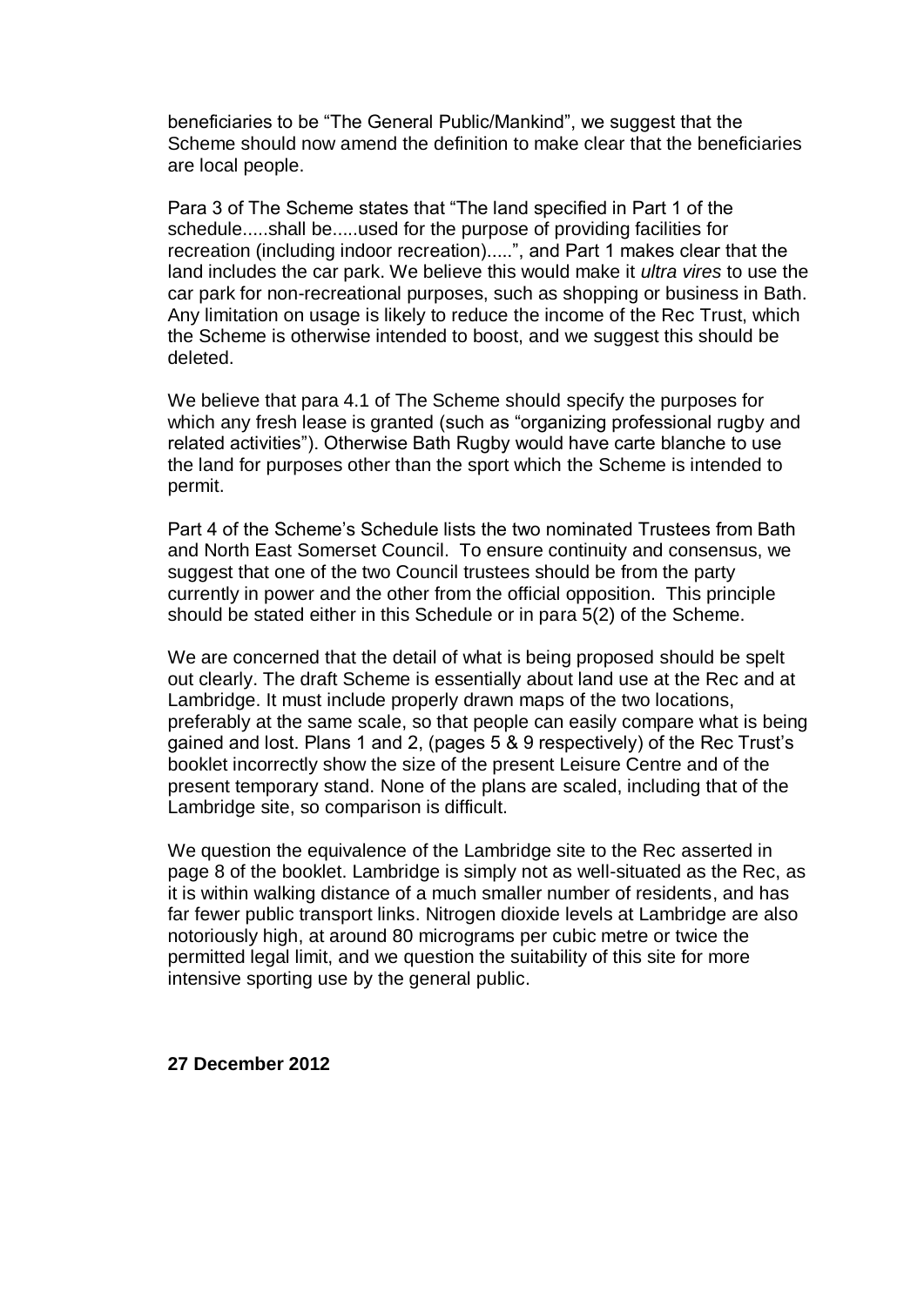beneficiaries to be "The General Public/Mankind", we suggest that the Scheme should now amend the definition to make clear that the beneficiaries are local people.

Para 3 of The Scheme states that "The land specified in Part 1 of the schedule.....shall be.....used for the purpose of providing facilities for recreation (including indoor recreation).....", and Part 1 makes clear that the land includes the car park. We believe this would make it *ultra vires* to use the car park for non-recreational purposes, such as shopping or business in Bath. Any limitation on usage is likely to reduce the income of the Rec Trust, which the Scheme is otherwise intended to boost, and we suggest this should be deleted.

We believe that para 4.1 of The Scheme should specify the purposes for which any fresh lease is granted (such as "organizing professional rugby and related activities"). Otherwise Bath Rugby would have carte blanche to use the land for purposes other than the sport which the Scheme is intended to permit.

Part 4 of the Scheme's Schedule lists the two nominated Trustees from Bath and North East Somerset Council. To ensure continuity and consensus, we suggest that one of the two Council trustees should be from the party currently in power and the other from the official opposition. This principle should be stated either in this Schedule or in para 5(2) of the Scheme.

We are concerned that the detail of what is being proposed should be spelt out clearly. The draft Scheme is essentially about land use at the Rec and at Lambridge. It must include properly drawn maps of the two locations, preferably at the same scale, so that people can easily compare what is being gained and lost. Plans 1 and 2, (pages 5 & 9 respectively) of the Rec Trust's booklet incorrectly show the size of the present Leisure Centre and of the present temporary stand. None of the plans are scaled, including that of the Lambridge site, so comparison is difficult.

We question the equivalence of the Lambridge site to the Rec asserted in page 8 of the booklet. Lambridge is simply not as well-situated as the Rec, as it is within walking distance of a much smaller number of residents, and has far fewer public transport links. Nitrogen dioxide levels at Lambridge are also notoriously high, at around 80 micrograms per cubic metre or twice the permitted legal limit, and we question the suitability of this site for more intensive sporting use by the general public.

**27 December 2012**